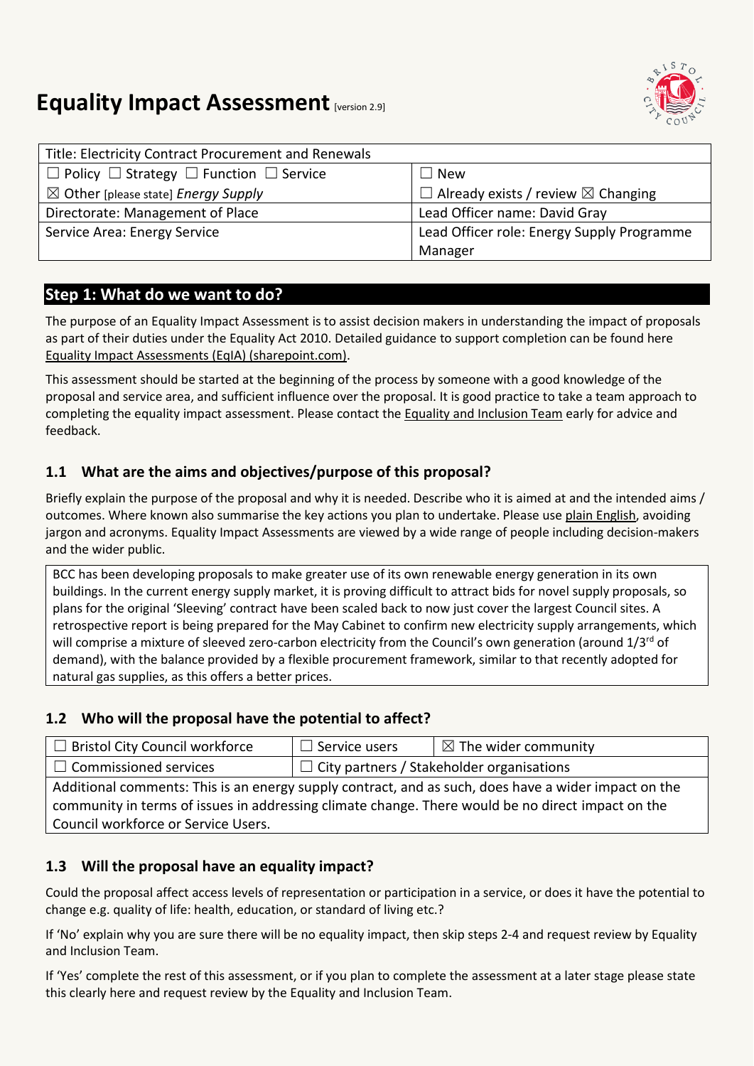# Equality Impact Assessment [version 2.9]

| Title: Electricity Contract Procurement and Renewals | |
|---|---|
| ☐ Policy ☐ Strategy ☐ Function ☐ Service | ☐ New |
| ☒ Other [please state] *Energy Supply* | ☐ Already exists / review ☒ Changing |
| Directorate: Management of Place | Lead Officer name: David Gray |
| Service Area: Energy Service | Lead Officer role: Energy Supply Programme Manager |

## Step 1: What do we want to do?

The purpose of an Equality Impact Assessment is to assist decision makers in understanding the impact of proposals as part of their duties under the Equality Act 2010. Detailed guidance to support completion can be found here Equality Impact Assessments (EqIA) (sharepoint.com).

This assessment should be started at the beginning of the process by someone with a good knowledge of the proposal and service area, and sufficient influence over the proposal. It is good practice to take a team approach to completing the equality impact assessment. Please contact the Equality and Inclusion Team early for advice and feedback.

### 1.1 What are the aims and objectives/purpose of this proposal?

Briefly explain the purpose of the proposal and why it is needed. Describe who it is aimed at and the intended aims / outcomes. Where known also summarise the key actions you plan to undertake. Please use plain English, avoiding jargon and acronyms. Equality Impact Assessments are viewed by a wide range of people including decision-makers and the wider public.

BCC has been developing proposals to make greater use of its own renewable energy generation in its own buildings. In the current energy supply market, it is proving difficult to attract bids for novel supply proposals, so plans for the original 'Sleeving' contract have been scaled back to now just cover the largest Council sites. A retrospective report is being prepared for the May Cabinet to confirm new electricity supply arrangements, which will comprise a mixture of sleeved zero-carbon electricity from the Council's own generation (around 1/3rd of demand), with the balance provided by a flexible procurement framework, similar to that recently adopted for natural gas supplies, as this offers a better prices.

### 1.2 Who will the proposal have the potential to affect?

| ☐ Bristol City Council workforce | ☐ Service users | ☒ The wider community |
|---|---|---|
| ☐ Commissioned services | ☐ City partners / Stakeholder organisations | |
| Additional comments: This is an energy supply contract, and as such, does have a wider impact on the community in terms of issues in addressing climate change. There would be no direct impact on the Council workforce or Service Users. | | |

### 1.3 Will the proposal have an equality impact?

Could the proposal affect access levels of representation or participation in a service, or does it have the potential to change e.g. quality of life: health, education, or standard of living etc.?

If 'No' explain why you are sure there will be no equality impact, then skip steps 2-4 and request review by Equality and Inclusion Team.

If 'Yes' complete the rest of this assessment, or if you plan to complete the assessment at a later stage please state this clearly here and request review by the Equality and Inclusion Team.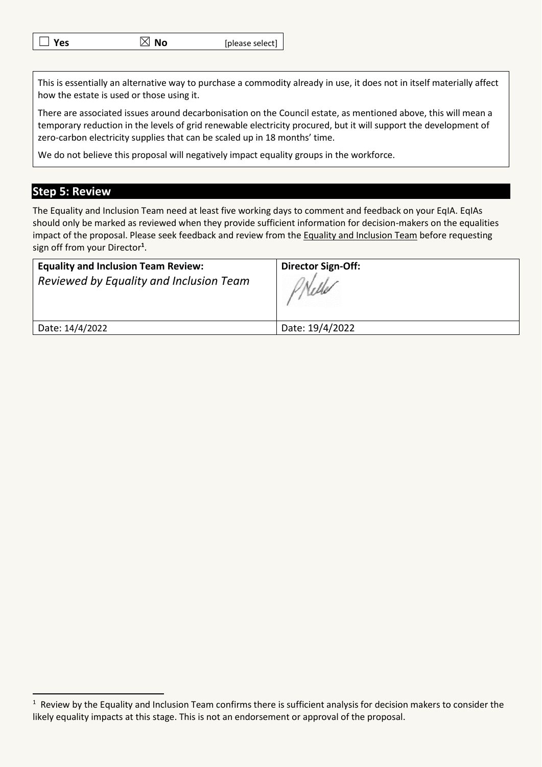| ☐ **Yes** | ☒ **No** | [please select] |
|---|---|---|

This is essentially an alternative way to purchase a commodity already in use, it does not in itself materially affect how the estate is used or those using it.

There are associated issues around decarbonisation on the Council estate, as mentioned above, this will mean a temporary reduction in the levels of grid renewable electricity procured, but it will support the development of zero-carbon electricity supplies that can be scaled up in 18 months' time.

We do not believe this proposal will negatively impact equality groups in the workforce.

## Step 5: Review

The Equality and Inclusion Team need at least five working days to comment and feedback on your EqIA. EqIAs should only be marked as reviewed when they provide sufficient information for decision-makers on the equalities impact of the proposal. Please seek feedback and review from the Equality and Inclusion Team before requesting sign off from your Director[1].

| **Equality and Inclusion Team Review:** *Reviewed by Equality and Inclusion Team* | **Director Sign-Off:** PNeller |
|---|---|
| Date: 14/4/2022 | Date: 19/4/2022 |

[1] Review by the Equality and Inclusion Team confirms there is sufficient analysis for decision makers to consider the likely equality impacts at this stage. This is not an endorsement or approval of the proposal.